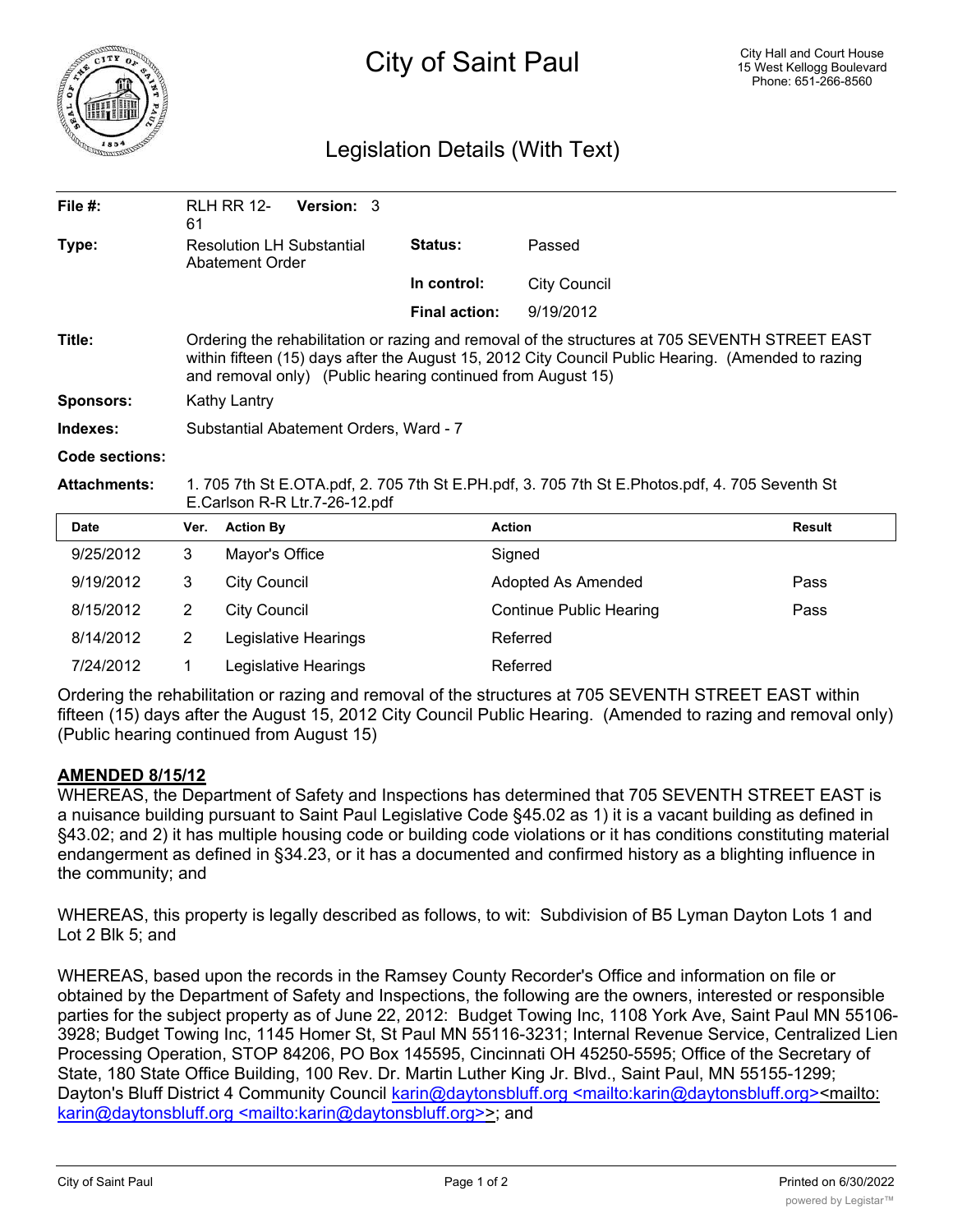# City of Saint Paul

City Hall and Court House
15 West Kellogg Boulevard
Phone: 651-266-8560

## Legislation Details (With Text)

**File #:** RLH RR 12-61 **Version:** 3

**Type:** Resolution LH Substantial Abatement Order

**Status:** Passed

**In control:** City Council

**Final action:** 9/19/2012

**Title:** Ordering the rehabilitation or razing and removal of the structures at 705 SEVENTH STREET EAST within fifteen (15) days after the August 15, 2012 City Council Public Hearing. (Amended to razing and removal only) (Public hearing continued from August 15)

**Sponsors:** Kathy Lantry

**Indexes:** Substantial Abatement Orders, Ward - 7

**Code sections:**

**Attachments:** 1. 705 7th St E.OTA.pdf, 2. 705 7th St E.PH.pdf, 3. 705 7th St E.Photos.pdf, 4. 705 Seventh St E.Carlson R-R Ltr.7-26-12.pdf

| Date | Ver. | Action By | Action | Result |
|---|---|---|---|---|
| 9/25/2012 | 3 | Mayor's Office | Signed | |
| 9/19/2012 | 3 | City Council | Adopted As Amended | Pass |
| 8/15/2012 | 2 | City Council | Continue Public Hearing | Pass |
| 8/14/2012 | 2 | Legislative Hearings | Referred | |
| 7/24/2012 | 1 | Legislative Hearings | Referred | |

Ordering the rehabilitation or razing and removal of the structures at 705 SEVENTH STREET EAST within fifteen (15) days after the August 15, 2012 City Council Public Hearing. (Amended to razing and removal only) (Public hearing continued from August 15)

**AMENDED 8/15/12**

WHEREAS, the Department of Safety and Inspections has determined that 705 SEVENTH STREET EAST is a nuisance building pursuant to Saint Paul Legislative Code §45.02 as 1) it is a vacant building as defined in §43.02; and 2) it has multiple housing code or building code violations or it has conditions constituting material endangerment as defined in §34.23, or it has a documented and confirmed history as a blighting influence in the community; and

WHEREAS, this property is legally described as follows, to wit: Subdivision of B5 Lyman Dayton Lots 1 and Lot 2 Blk 5; and

WHEREAS, based upon the records in the Ramsey County Recorder's Office and information on file or obtained by the Department of Safety and Inspections, the following are the owners, interested or responsible parties for the subject property as of June 22, 2012: Budget Towing Inc, 1108 York Ave, Saint Paul MN 55106-3928; Budget Towing Inc, 1145 Homer St, St Paul MN 55116-3231; Internal Revenue Service, Centralized Lien Processing Operation, STOP 84206, PO Box 145595, Cincinnati OH 45250-5595; Office of the Secretary of State, 180 State Office Building, 100 Rev. Dr. Martin Luther King Jr. Blvd., Saint Paul, MN 55155-1299; Dayton's Bluff District 4 Community Council karin@daytonsbluff.org <mailto:karin@daytonsbluff.org><mailto:karin@daytonsbluff.org <mailto:karin@daytonsbluff.org>>; and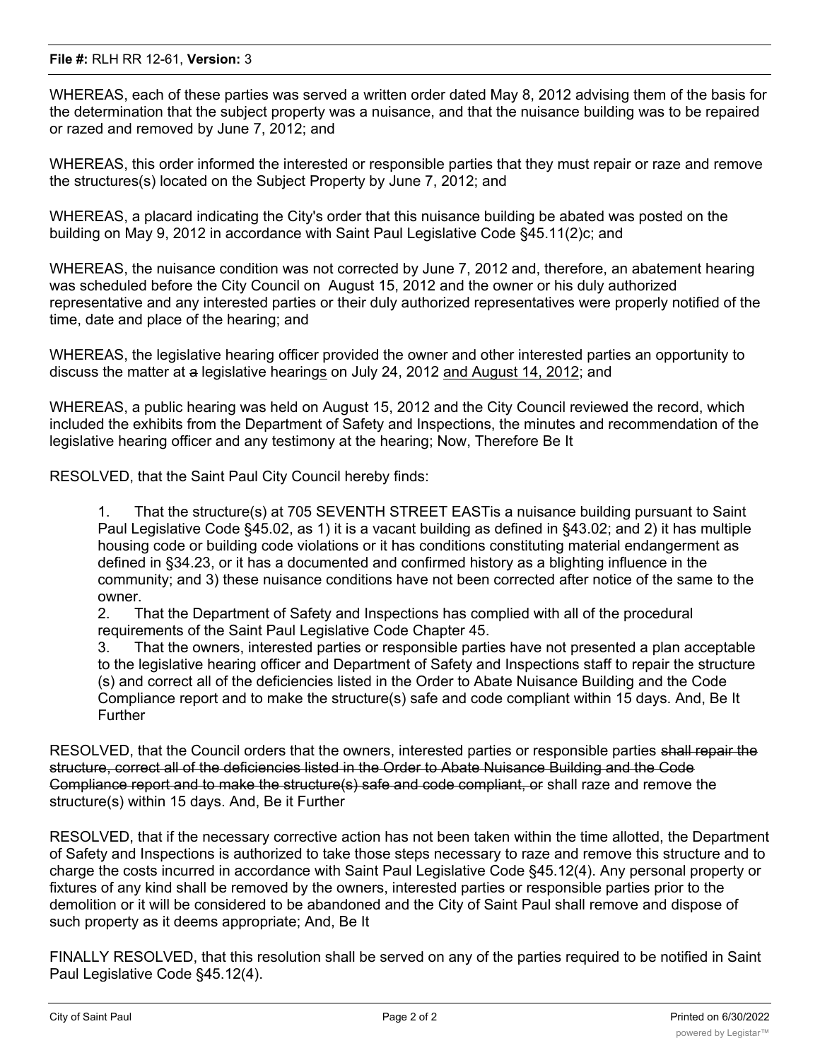WHEREAS, each of these parties was served a written order dated May 8, 2012 advising them of the basis for the determination that the subject property was a nuisance, and that the nuisance building was to be repaired or razed and removed by June 7, 2012; and

WHEREAS, this order informed the interested or responsible parties that they must repair or raze and remove the structures(s) located on the Subject Property by June 7, 2012; and

WHEREAS, a placard indicating the City's order that this nuisance building be abated was posted on the building on May 9, 2012 in accordance with Saint Paul Legislative Code §45.11(2)c; and

WHEREAS, the nuisance condition was not corrected by June 7, 2012 and, therefore, an abatement hearing was scheduled before the City Council on August 15, 2012 and the owner or his duly authorized representative and any interested parties or their duly authorized representatives were properly notified of the time, date and place of the hearing; and

WHEREAS, the legislative hearing officer provided the owner and other interested parties an opportunity to discuss the matter at ~~a~~ legislative hearing<u>s</u> on July 24, 2012 <u>and August 14, 2012</u>; and

WHEREAS, a public hearing was held on August 15, 2012 and the City Council reviewed the record, which included the exhibits from the Department of Safety and Inspections, the minutes and recommendation of the legislative hearing officer and any testimony at the hearing; Now, Therefore Be It

RESOLVED, that the Saint Paul City Council hereby finds:

1. That the structure(s) at 705 SEVENTH STREET EASTis a nuisance building pursuant to Saint Paul Legislative Code §45.02, as 1) it is a vacant building as defined in §43.02; and 2) it has multiple housing code or building code violations or it has conditions constituting material endangerment as defined in §34.23, or it has a documented and confirmed history as a blighting influence in the community; and 3) these nuisance conditions have not been corrected after notice of the same to the owner.
2. That the Department of Safety and Inspections has complied with all of the procedural requirements of the Saint Paul Legislative Code Chapter 45.
3. That the owners, interested parties or responsible parties have not presented a plan acceptable to the legislative hearing officer and Department of Safety and Inspections staff to repair the structure (s) and correct all of the deficiencies listed in the Order to Abate Nuisance Building and the Code Compliance report and to make the structure(s) safe and code compliant within 15 days. And, Be It Further

RESOLVED, that the Council orders that the owners, interested parties or responsible parties ~~shall repair the structure, correct all of the deficiencies listed in the Order to Abate Nuisance Building and the Code Compliance report and to make the structure(s) safe and code compliant, or~~ shall raze and remove the structure(s) within 15 days. And, Be it Further

RESOLVED, that if the necessary corrective action has not been taken within the time allotted, the Department of Safety and Inspections is authorized to take those steps necessary to raze and remove this structure and to charge the costs incurred in accordance with Saint Paul Legislative Code §45.12(4). Any personal property or fixtures of any kind shall be removed by the owners, interested parties or responsible parties prior to the demolition or it will be considered to be abandoned and the City of Saint Paul shall remove and dispose of such property as it deems appropriate; And, Be It

FINALLY RESOLVED, that this resolution shall be served on any of the parties required to be notified in Saint Paul Legislative Code §45.12(4).